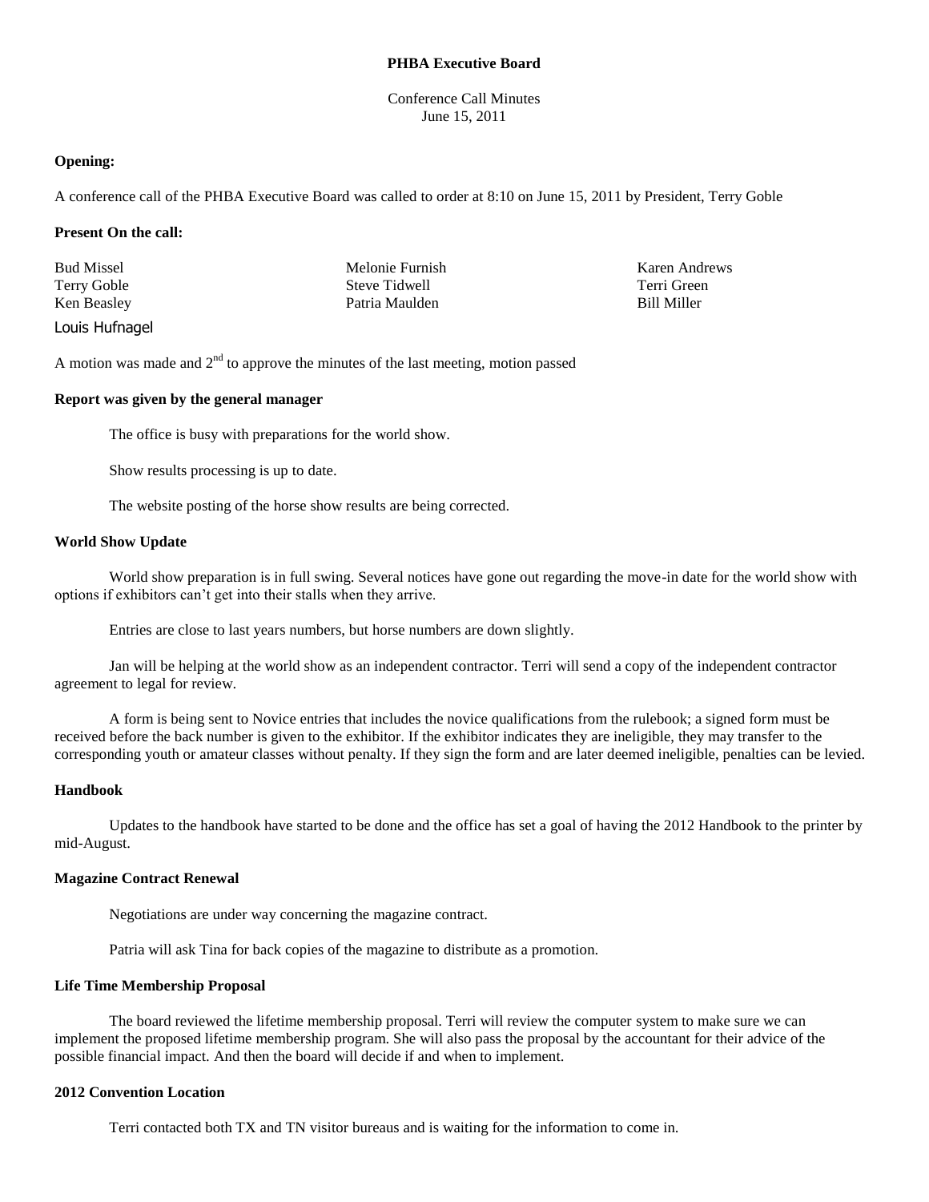**PHBA Executive Board**

Conference Call Minutes
June 15, 2011

**Opening:**

A conference call of the PHBA Executive Board was called to order at 8:10 on June 15, 2011 by President, Terry Goble

**Present On the call:**

Bud Missel
Terry Goble
Ken Beasley
Melonie Furnish
Steve Tidwell
Patria Maulden
Karen Andrews
Terri Green
Bill Miller
Louis Hufnagel

A motion was made and 2nd to approve the minutes of the last meeting, motion passed

**Report was given by the general manager**

The office is busy with preparations for the world show.

Show results processing is up to date.

The website posting of the horse show results are being corrected.

**World Show Update**

World show preparation is in full swing. Several notices have gone out regarding the move-in date for the world show with options if exhibitors can't get into their stalls when they arrive.

Entries are close to last years numbers, but horse numbers are down slightly.

Jan will be helping at the world show as an independent contractor. Terri will send a copy of the independent contractor agreement to legal for review.

A form is being sent to Novice entries that includes the novice qualifications from the rulebook; a signed form must be received before the back number is given to the exhibitor. If the exhibitor indicates they are ineligible, they may transfer to the corresponding youth or amateur classes without penalty. If they sign the form and are later deemed ineligible, penalties can be levied.

**Handbook**

Updates to the handbook have started to be done and the office has set a goal of having the 2012 Handbook to the printer by mid-August.

**Magazine Contract Renewal**

Negotiations are under way concerning the magazine contract.

Patria will ask Tina for back copies of the magazine to distribute as a promotion.

**Life Time Membership Proposal**

The board reviewed the lifetime membership proposal. Terri will review the computer system to make sure we can implement the proposed lifetime membership program. She will also pass the proposal by the accountant for their advice of the possible financial impact. And then the board will decide if and when to implement.

**2012 Convention Location**

Terri contacted both TX and TN visitor bureaus and is waiting for the information to come in.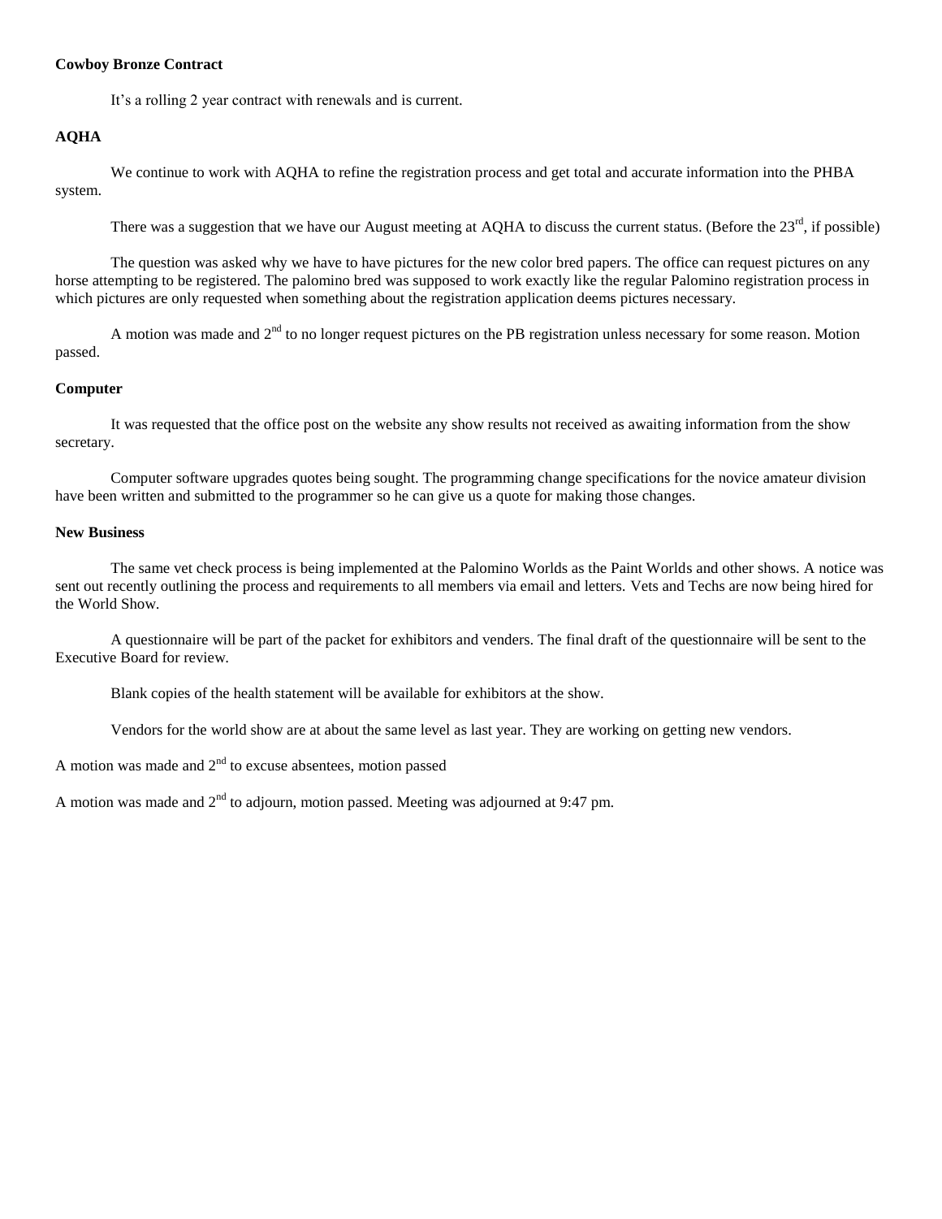**Cowboy Bronze Contract**

It's a rolling 2 year contract with renewals and is current.

**AQHA**

We continue to work with AQHA to refine the registration process and get total and accurate information into the PHBA system.

There was a suggestion that we have our August meeting at AQHA to discuss the current status. (Before the 23rd, if possible)

The question was asked why we have to have pictures for the new color bred papers. The office can request pictures on any horse attempting to be registered. The palomino bred was supposed to work exactly like the regular Palomino registration process in which pictures are only requested when something about the registration application deems pictures necessary.

A motion was made and 2nd to no longer request pictures on the PB registration unless necessary for some reason. Motion passed.

**Computer**

It was requested that the office post on the website any show results not received as awaiting information from the show secretary.

Computer software upgrades quotes being sought. The programming change specifications for the novice amateur division have been written and submitted to the programmer so he can give us a quote for making those changes.

**New Business**

The same vet check process is being implemented at the Palomino Worlds as the Paint Worlds and other shows. A notice was sent out recently outlining the process and requirements to all members via email and letters. Vets and Techs are now being hired for the World Show.

A questionnaire will be part of the packet for exhibitors and venders. The final draft of the questionnaire will be sent to the Executive Board for review.

Blank copies of the health statement will be available for exhibitors at the show.

Vendors for the world show are at about the same level as last year. They are working on getting new vendors.

A motion was made and 2nd to excuse absentees, motion passed

A motion was made and 2nd to adjourn, motion passed. Meeting was adjourned at 9:47 pm.